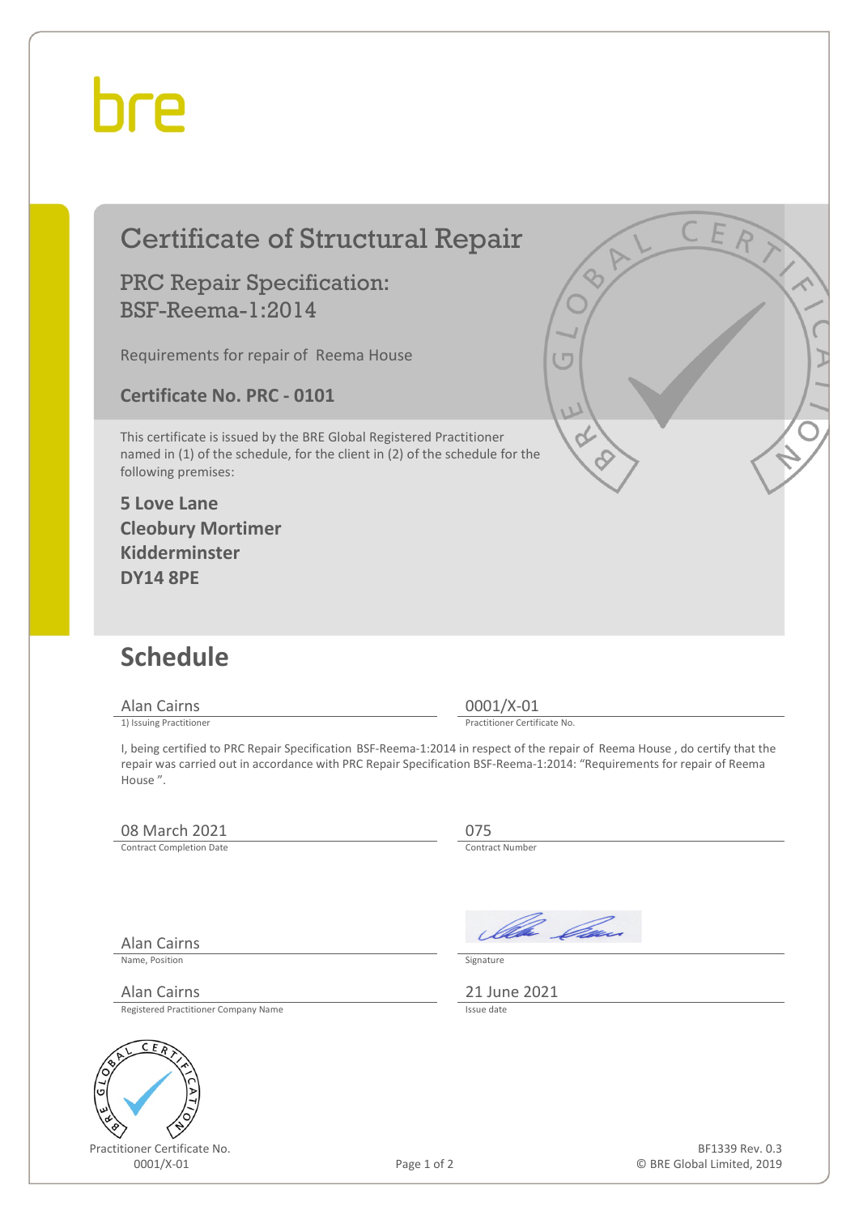bre

# Certificate of Structural Repair

## PRC Repair Specification: BSF-Reema-1:2014

Requirements for repair of Reema House

**Certificate No. PRC - 0101**

This certificate is issued by the BRE Global Registered Practitioner named in (1) of the schedule, for the client in (2) of the schedule for the following premises:

**5 Love Lane**
**Cleobury Mortimer**
**Kidderminster**
**DY14 8PE**

## Schedule

Alan Cairns
1) Issuing Practitioner

0001/X-01
Practitioner Certificate No.

I, being certified to PRC Repair Specification BSF-Reema-1:2014 in respect of the repair of Reema House , do certify that the repair was carried out in accordance with PRC Repair Specification BSF-Reema-1:2014: "Requirements for repair of Reema House ".

08 March 2021
Contract Completion Date

075
Contract Number

Alan Cairns
Name, Position

Signature

Alan Cairns
Registered Practitioner Company Name

21 June 2021
Issue date

Practitioner Certificate No.
0001/X-01

BF1339 Rev. 0.3
© BRE Global Limited, 2019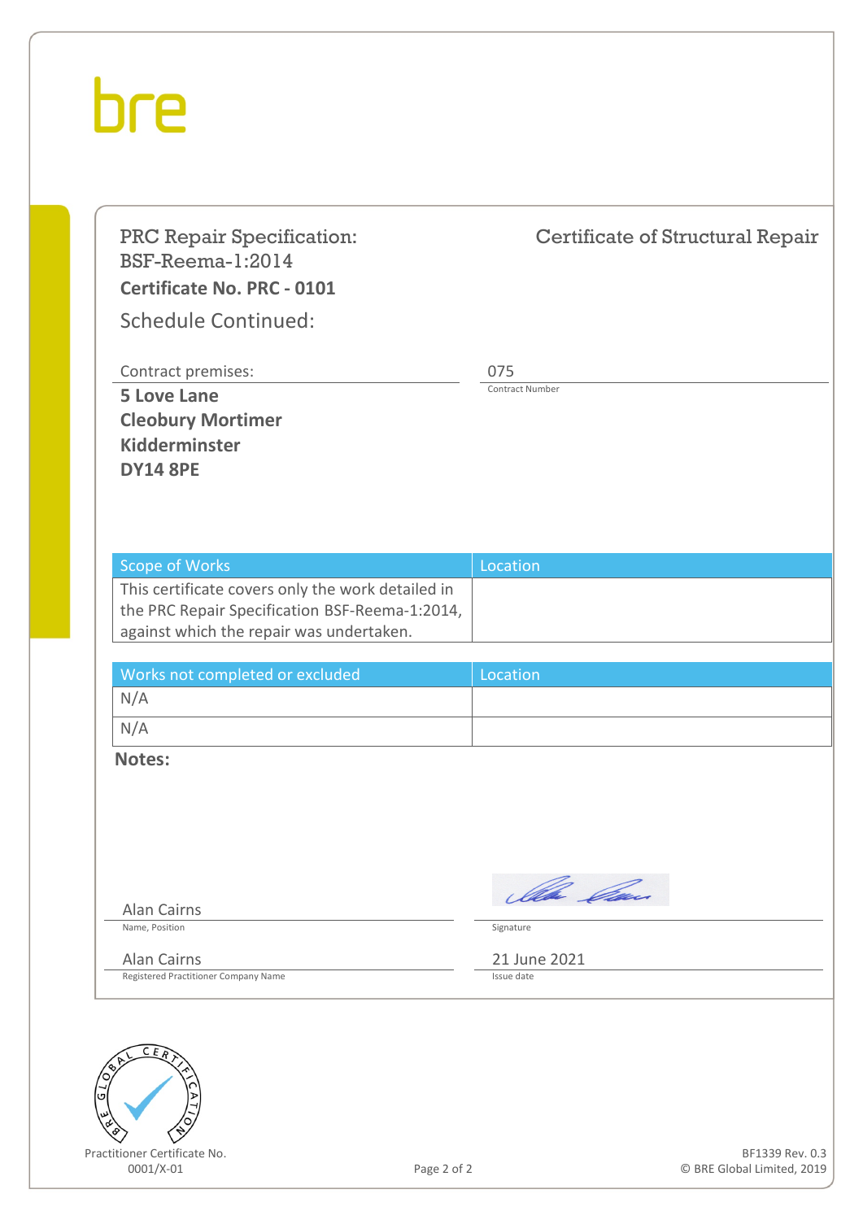bre

PRC Repair Specification:
BSF-Reema-1:2014

**Certificate No. PRC - 0101**

Certificate of Structural Repair

Schedule Continued:

Contract premises:

**5 Love Lane**
**Cleobury Mortimer**
**Kidderminster**
**DY14 8PE**

075
Contract Number

| Scope of Works | Location |
|---|---|
| This certificate covers only the work detailed in the PRC Repair Specification BSF-Reema-1:2014, against which the repair was undertaken. | |

| Works not completed or excluded | Location |
|---|---|
| N/A | |
| N/A | |

**Notes:**

Alan Cairns
Name, Position

Signature

Alan Cairns
Registered Practitioner Company Name

21 June 2021
Issue date

BRE GLOBAL CERTIFICATION

Practitioner Certificate No.
0001/X-01

BF1339 Rev. 0.3
© BRE Global Limited, 2019